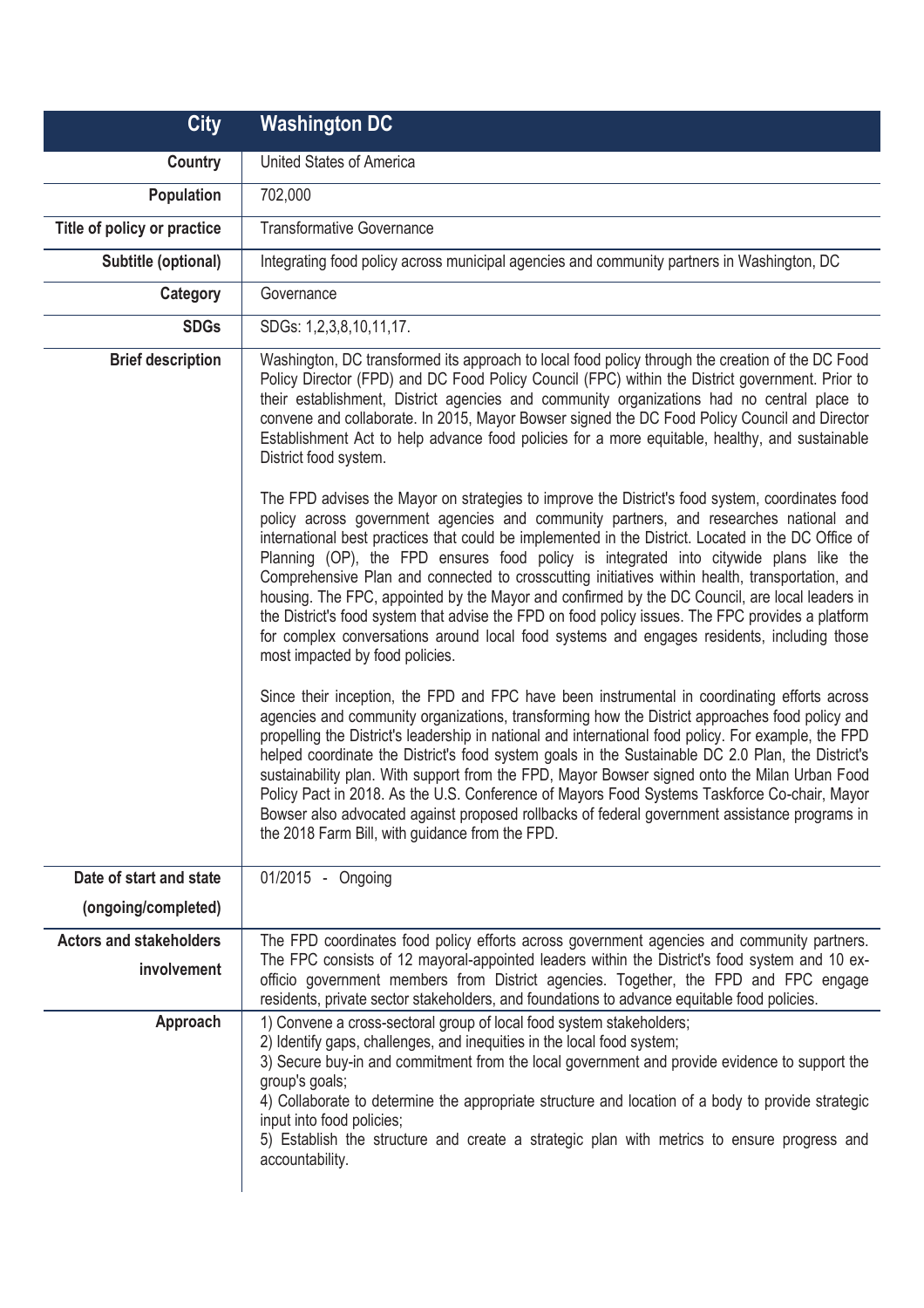| City | Washington DC |
|---|---|
| Country | United States of America |
| Population | 702,000 |
| Title of policy or practice | Transformative Governance |
| Subtitle (optional) | Integrating food policy across municipal agencies and community partners in Washington, DC |
| Category | Governance |
| SDGs | SDGs: 1,2,3,8,10,11,17. |
| Brief description | Washington, DC transformed its approach to local food policy through the creation of the DC Food Policy Director (FPD) and DC Food Policy Council (FPC) within the District government. Prior to their establishment, District agencies and community organizations had no central place to convene and collaborate. In 2015, Mayor Bowser signed the DC Food Policy Council and Director Establishment Act to help advance food policies for a more equitable, healthy, and sustainable District food system.<br><br>The FPD advises the Mayor on strategies to improve the District's food system, coordinates food policy across government agencies and community partners, and researches national and international best practices that could be implemented in the District. Located in the DC Office of Planning (OP), the FPD ensures food policy is integrated into citywide plans like the Comprehensive Plan and connected to crosscutting initiatives within health, transportation, and housing. The FPC, appointed by the Mayor and confirmed by the DC Council, are local leaders in the District's food system that advise the FPD on food policy issues. The FPC provides a platform for complex conversations around local food systems and engages residents, including those most impacted by food policies.<br><br>Since their inception, the FPD and FPC have been instrumental in coordinating efforts across agencies and community organizations, transforming how the District approaches food policy and propelling the District's leadership in national and international food policy. For example, the FPD helped coordinate the District's food system goals in the Sustainable DC 2.0 Plan, the District's sustainability plan. With support from the FPD, Mayor Bowser signed onto the Milan Urban Food Policy Pact in 2018. As the U.S. Conference of Mayors Food Systems Taskforce Co-chair, Mayor Bowser also advocated against proposed rollbacks of federal government assistance programs in the 2018 Farm Bill, with guidance from the FPD. |
| Date of start and state (ongoing/completed) | 01/2015 - Ongoing |
| Actors and stakeholders involvement | The FPD coordinates food policy efforts across government agencies and community partners. The FPC consists of 12 mayoral-appointed leaders within the District's food system and 10 ex-officio government members from District agencies. Together, the FPD and FPC engage residents, private sector stakeholders, and foundations to advance equitable food policies. |
| Approach | 1) Convene a cross-sectoral group of local food system stakeholders;<br>2) Identify gaps, challenges, and inequities in the local food system;<br>3) Secure buy-in and commitment from the local government and provide evidence to support the group's goals;<br>4) Collaborate to determine the appropriate structure and location of a body to provide strategic input into food policies;<br>5) Establish the structure and create a strategic plan with metrics to ensure progress and accountability. |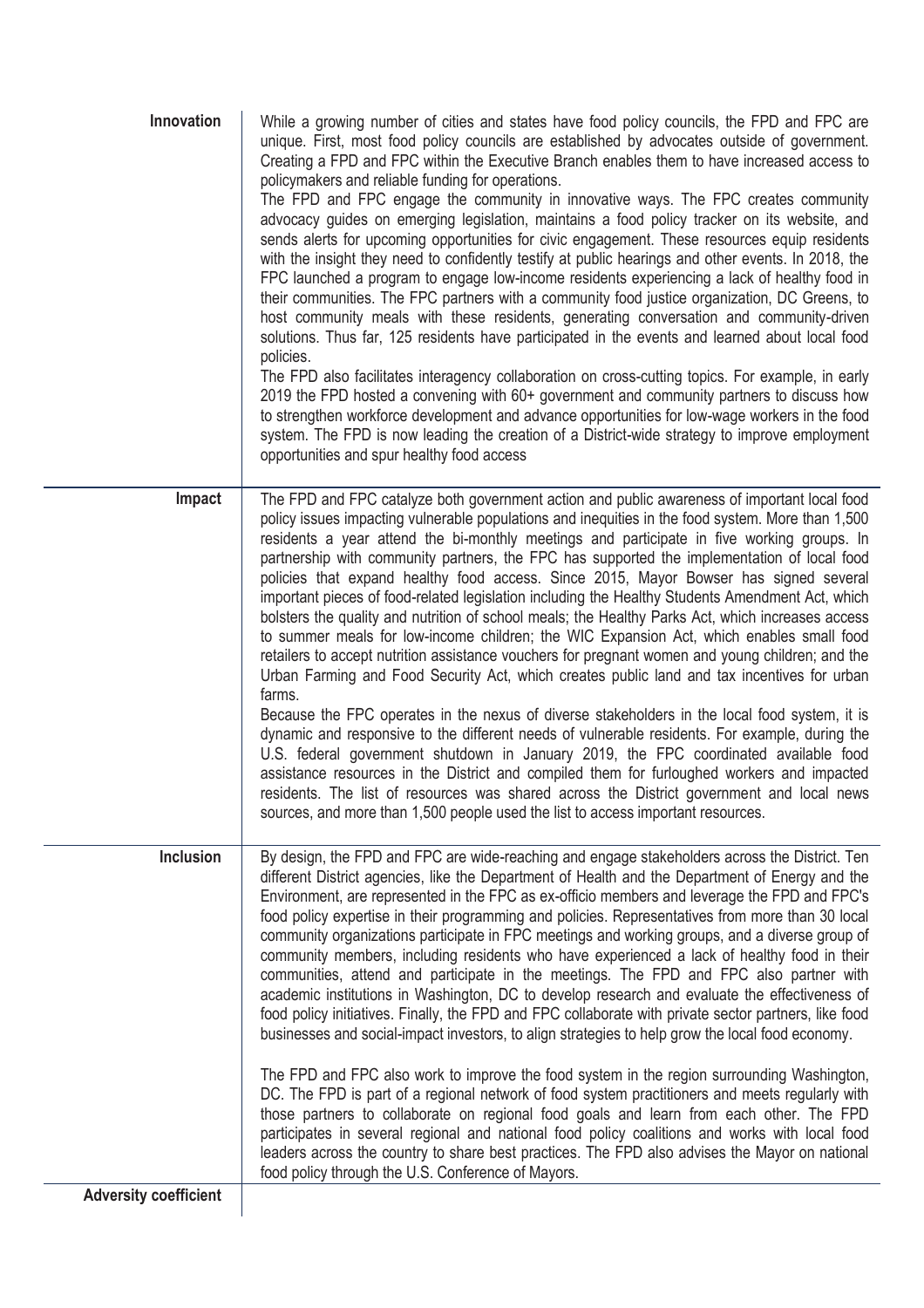| | |
|---|---|
| **Innovation** | While a growing number of cities and states have food policy councils, the FPD and FPC are unique. First, most food policy councils are established by advocates outside of government. Creating a FPD and FPC within the Executive Branch enables them to have increased access to policymakers and reliable funding for operations.<br>The FPD and FPC engage the community in innovative ways. The FPC creates community advocacy guides on emerging legislation, maintains a food policy tracker on its website, and sends alerts for upcoming opportunities for civic engagement. These resources equip residents with the insight they need to confidently testify at public hearings and other events. In 2018, the FPC launched a program to engage low-income residents experiencing a lack of healthy food in their communities. The FPC partners with a community food justice organization, DC Greens, to host community meals with these residents, generating conversation and community-driven solutions. Thus far, 125 residents have participated in the events and learned about local food policies.<br>The FPD also facilitates interagency collaboration on cross-cutting topics. For example, in early 2019 the FPD hosted a convening with 60+ government and community partners to discuss how to strengthen workforce development and advance opportunities for low-wage workers in the food system. The FPD is now leading the creation of a District-wide strategy to improve employment opportunities and spur healthy food access |
| **Impact** | The FPD and FPC catalyze both government action and public awareness of important local food policy issues impacting vulnerable populations and inequities in the food system. More than 1,500 residents a year attend the bi-monthly meetings and participate in five working groups. In partnership with community partners, the FPC has supported the implementation of local food policies that expand healthy food access. Since 2015, Mayor Bowser has signed several important pieces of food-related legislation including the Healthy Students Amendment Act, which bolsters the quality and nutrition of school meals; the Healthy Parks Act, which increases access to summer meals for low-income children; the WIC Expansion Act, which enables small food retailers to accept nutrition assistance vouchers for pregnant women and young children; and the Urban Farming and Food Security Act, which creates public land and tax incentives for urban farms.<br>Because the FPC operates in the nexus of diverse stakeholders in the local food system, it is dynamic and responsive to the different needs of vulnerable residents. For example, during the U.S. federal government shutdown in January 2019, the FPC coordinated available food assistance resources in the District and compiled them for furloughed workers and impacted residents. The list of resources was shared across the District government and local news sources, and more than 1,500 people used the list to access important resources. |
| **Inclusion** | By design, the FPD and FPC are wide-reaching and engage stakeholders across the District. Ten different District agencies, like the Department of Health and the Department of Energy and the Environment, are represented in the FPC as ex-officio members and leverage the FPD and FPC's food policy expertise in their programming and policies. Representatives from more than 30 local community organizations participate in FPC meetings and working groups, and a diverse group of community members, including residents who have experienced a lack of healthy food in their communities, attend and participate in the meetings. The FPD and FPC also partner with academic institutions in Washington, DC to develop research and evaluate the effectiveness of food policy initiatives. Finally, the FPD and FPC collaborate with private sector partners, like food businesses and social-impact investors, to align strategies to help grow the local food economy.<br><br>The FPD and FPC also work to improve the food system in the region surrounding Washington, DC. The FPD is part of a regional network of food system practitioners and meets regularly with those partners to collaborate on regional food goals and learn from each other. The FPD participates in several regional and national food policy coalitions and works with local food leaders across the country to share best practices. The FPD also advises the Mayor on national food policy through the U.S. Conference of Mayors. |
| **Adversity coefficient** | |